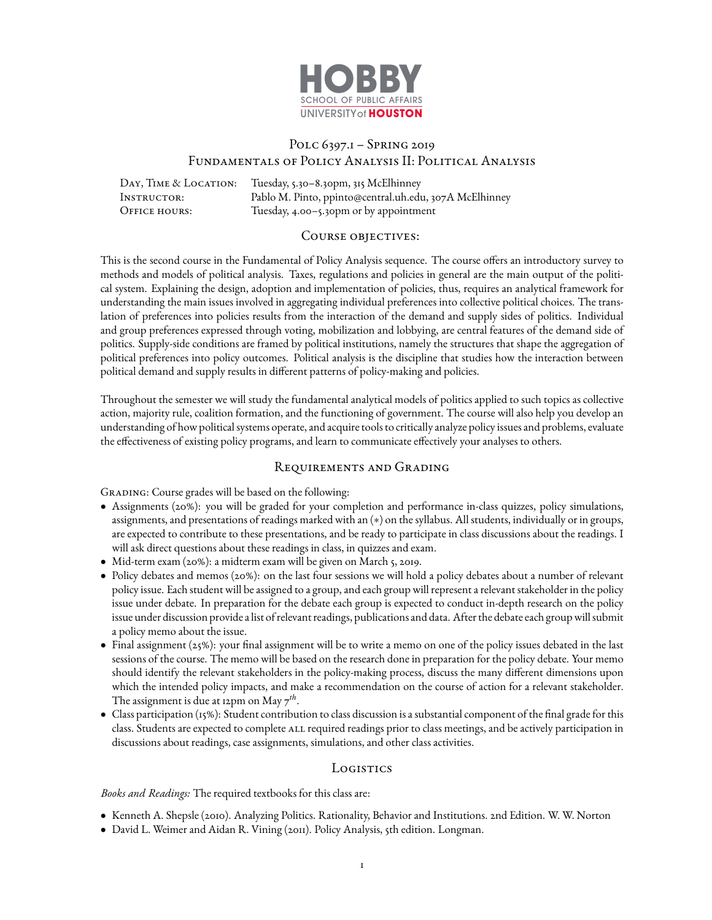HOBBY
SCHOOL OF PUBLIC AFFAIRS
UNIVERSITY of HOUSTON

# Polc 6397.1 – Spring 2019
# Fundamentals of Policy Analysis II: Political Analysis

Day, Time & Location: Tuesday, 5.30–8.30pm, 315 McElhinney
Instructor: Pablo M. Pinto, ppinto@central.uh.edu, 307A McElhinney
Office hours: Tuesday, 4.00–5.30pm or by appointment

## Course objectives:

This is the second course in the Fundamental of Policy Analysis sequence. The course offers an introductory survey to methods and models of political analysis. Taxes, regulations and policies in general are the main output of the political system. Explaining the design, adoption and implementation of policies, thus, requires an analytical framework for understanding the main issues involved in aggregating individual preferences into collective political choices. The translation of preferences into policies results from the interaction of the demand and supply sides of politics. Individual and group preferences expressed through voting, mobilization and lobbying, are central features of the demand side of politics. Supply-side conditions are framed by political institutions, namely the structures that shape the aggregation of political preferences into policy outcomes. Political analysis is the discipline that studies how the interaction between political demand and supply results in different patterns of policy-making and policies.

Throughout the semester we will study the fundamental analytical models of politics applied to such topics as collective action, majority rule, coalition formation, and the functioning of government. The course will also help you develop an understanding of how political systems operate, and acquire tools to critically analyze policy issues and problems, evaluate the effectiveness of existing policy programs, and learn to communicate effectively your analyses to others.

## Requirements and Grading

Grading: Course grades will be based on the following:

- Assignments (20%): you will be graded for your completion and performance in-class quizzes, policy simulations, assignments, and presentations of readings marked with an (*) on the syllabus. All students, individually or in groups, are expected to contribute to these presentations, and be ready to participate in class discussions about the readings. I will ask direct questions about these readings in class, in quizzes and exam.
- Mid-term exam (20%): a midterm exam will be given on March 5, 2019.
- Policy debates and memos (20%): on the last four sessions we will hold a policy debates about a number of relevant policy issue. Each student will be assigned to a group, and each group will represent a relevant stakeholder in the policy issue under debate. In preparation for the debate each group is expected to conduct in-depth research on the policy issue under discussion provide a list of relevant readings, publications and data. After the debate each group will submit a policy memo about the issue.
- Final assignment (25%): your final assignment will be to write a memo on one of the policy issues debated in the last sessions of the course. The memo will be based on the research done in preparation for the policy debate. Your memo should identify the relevant stakeholders in the policy-making process, discuss the many different dimensions upon which the intended policy impacts, and make a recommendation on the course of action for a relevant stakeholder. The assignment is due at 12pm on May 7$^{th}$.
- Class participation (15%): Student contribution to class discussion is a substantial component of the final grade for this class. Students are expected to complete all required readings prior to class meetings, and be actively participation in discussions about readings, case assignments, simulations, and other class activities.

## Logistics

*Books and Readings:* The required textbooks for this class are:

- Kenneth A. Shepsle (2010). Analyzing Politics. Rationality, Behavior and Institutions. 2nd Edition. W. W. Norton
- David L. Weimer and Aidan R. Vining (2011). Policy Analysis, 5th edition. Longman.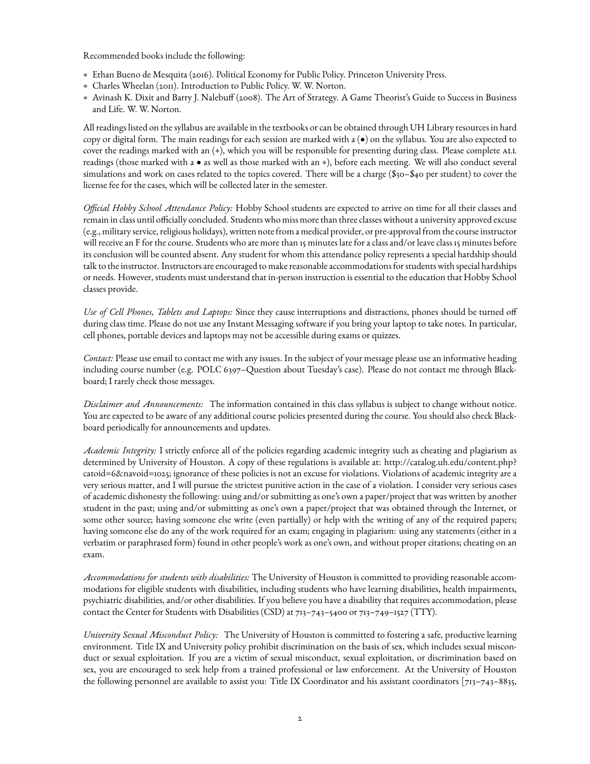Recommended books include the following:

* Ethan Bueno de Mesquita (2016). Political Economy for Public Policy. Princeton University Press.
* Charles Wheelan (2011). Introduction to Public Policy. W. W. Norton.
* Avinash K. Dixit and Barry J. Nalebuff (2008). The Art of Strategy. A Game Theorist's Guide to Success in Business and Life. W. W. Norton.

All readings listed on the syllabus are available in the textbooks or can be obtained through UH Library resources in hard copy or digital form. The main readings for each session are marked with a (•) on the syllabus. You are also expected to cover the readings marked with an (∗), which you will be responsible for presenting during class. Please complete ALL readings (those marked with a • as well as those marked with an ∗), before each meeting. We will also conduct several simulations and work on cases related to the topics covered. There will be a charge ($30–$40 per student) to cover the license fee for the cases, which will be collected later in the semester.

*Official Hobby School Attendance Policy:* Hobby School students are expected to arrive on time for all their classes and remain in class until officially concluded. Students who miss more than three classes without a university approved excuse (e.g., military service, religious holidays), written note from a medical provider, or pre-approval from the course instructor will receive an F for the course. Students who are more than 15 minutes late for a class and/or leave class 15 minutes before its conclusion will be counted absent. Any student for whom this attendance policy represents a special hardship should talk to the instructor. Instructors are encouraged to make reasonable accommodations for students with special hardships or needs. However, students must understand that in-person instruction is essential to the education that Hobby School classes provide.

*Use of Cell Phones, Tablets and Laptops:* Since they cause interruptions and distractions, phones should be turned off during class time. Please do not use any Instant Messaging software if you bring your laptop to take notes. In particular, cell phones, portable devices and laptops may not be accessible during exams or quizzes.

*Contact:* Please use email to contact me with any issues. In the subject of your message please use an informative heading including course number (e.g. POLC 6397–Question about Tuesday's case). Please do not contact me through Blackboard; I rarely check those messages.

*Disclaimer and Announcements:* The information contained in this class syllabus is subject to change without notice. You are expected to be aware of any additional course policies presented during the course. You should also check Blackboard periodically for announcements and updates.

*Academic Integrity:* I strictly enforce all of the policies regarding academic integrity such as cheating and plagiarism as determined by University of Houston. A copy of these regulations is available at: http://catalog.uh.edu/content.php?catoid=6&navoid=1025; ignorance of these policies is not an excuse for violations. Violations of academic integrity are a very serious matter, and I will pursue the strictest punitive action in the case of a violation. I consider very serious cases of academic dishonesty the following: using and/or submitting as one's own a paper/project that was written by another student in the past; using and/or submitting as one's own a paper/project that was obtained through the Internet, or some other source; having someone else write (even partially) or help with the writing of any of the required papers; having someone else do any of the work required for an exam; engaging in plagiarism: using any statements (either in a verbatim or paraphrased form) found in other people's work as one's own, and without proper citations; cheating on an exam.

*Accommodations for students with disabilities:* The University of Houston is committed to providing reasonable accommodations for eligible students with disabilities, including students who have learning disabilities, health impairments, psychiatric disabilities, and/or other disabilities. If you believe you have a disability that requires accommodation, please contact the Center for Students with Disabilities (CSD) at 713–743–5400 or 713–749–1527 (TTY).

*University Sexual Misconduct Policy:* The University of Houston is committed to fostering a safe, productive learning environment. Title IX and University policy prohibit discrimination on the basis of sex, which includes sexual misconduct or sexual exploitation. If you are a victim of sexual misconduct, sexual exploitation, or discrimination based on sex, you are encouraged to seek help from a trained professional or law enforcement. At the University of Houston the following personnel are available to assist you: Title IX Coordinator and his assistant coordinators [713–743–8835,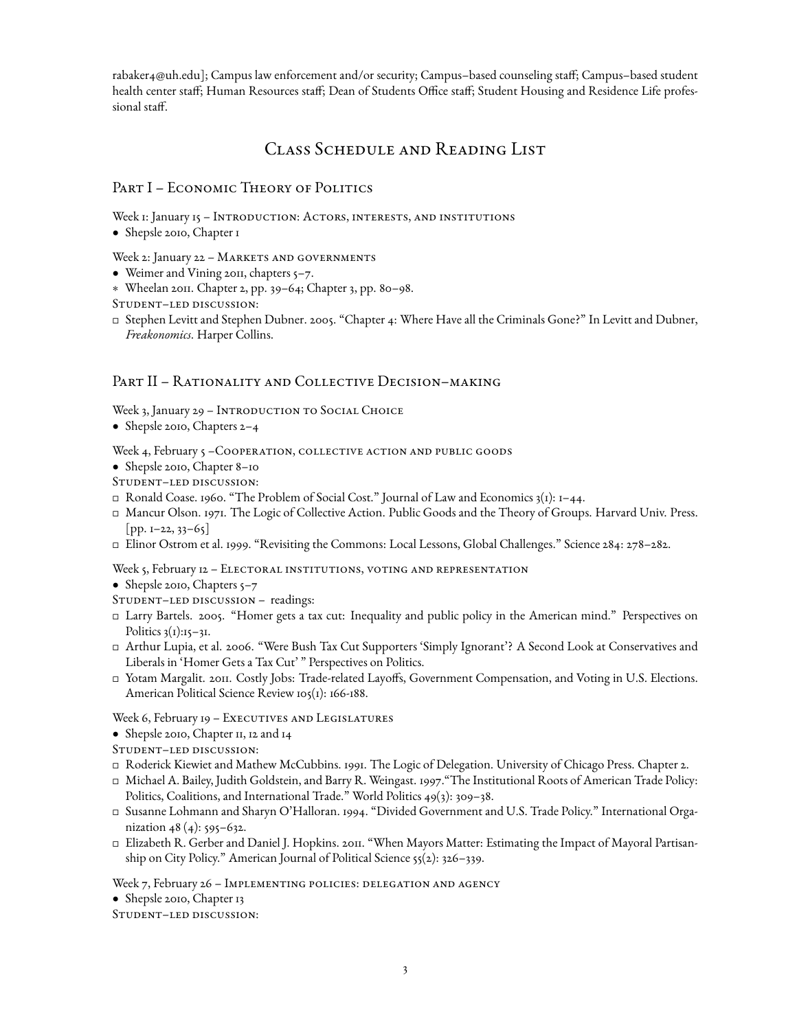rabaker4@uh.edu]; Campus law enforcement and/or security; Campus–based counseling staff; Campus–based student health center staff; Human Resources staff; Dean of Students Office staff; Student Housing and Residence Life professional staff.

# Class Schedule and Reading List

## Part I – Economic Theory of Politics

Week 1: January 15 – Introduction: Actors, interests, and institutions

- Shepsle 2010, Chapter 1

Week 2: January 22 – Markets and governments

- Weimer and Vining 2011, chapters 5–7.
- * Wheelan 2011. Chapter 2, pp. 39–64; Chapter 3, pp. 80–98.

Student–led discussion:

- □ Stephen Levitt and Stephen Dubner. 2005. "Chapter 4: Where Have all the Criminals Gone?" In Levitt and Dubner, *Freakonomics*. Harper Collins.

## Part II – Rationality and Collective Decision–making

Week 3, January 29 – Introduction to Social Choice

- Shepsle 2010, Chapters 2–4

Week 4, February 5 –Cooperation, collective action and public goods

- Shepsle 2010, Chapter 8–10

Student–led discussion:

- □ Ronald Coase. 1960. "The Problem of Social Cost." Journal of Law and Economics 3(1): 1–44.
- □ Mancur Olson. 1971. The Logic of Collective Action. Public Goods and the Theory of Groups. Harvard Univ. Press. [pp. 1–22, 33–65]
- □ Elinor Ostrom et al. 1999. "Revisiting the Commons: Local Lessons, Global Challenges." Science 284: 278–282.

Week 5, February 12 – Electoral institutions, voting and representation

- Shepsle 2010, Chapters 5–7

Student–led discussion – readings:

- □ Larry Bartels. 2005. "Homer gets a tax cut: Inequality and public policy in the American mind." Perspectives on Politics 3(1):15–31.
- □ Arthur Lupia, et al. 2006. "Were Bush Tax Cut Supporters 'Simply Ignorant'? A Second Look at Conservatives and Liberals in 'Homer Gets a Tax Cut' " Perspectives on Politics.
- □ Yotam Margalit. 2011. Costly Jobs: Trade-related Layoffs, Government Compensation, and Voting in U.S. Elections. American Political Science Review 105(1): 166-188.

Week 6, February 19 – Executives and Legislatures

- Shepsle 2010, Chapter 11, 12 and 14

Student–led discussion:

- □ Roderick Kiewiet and Mathew McCubbins. 1991. The Logic of Delegation. University of Chicago Press. Chapter 2.
- □ Michael A. Bailey, Judith Goldstein, and Barry R. Weingast. 1997."The Institutional Roots of American Trade Policy: Politics, Coalitions, and International Trade." World Politics 49(3): 309–38.
- □ Susanne Lohmann and Sharyn O'Halloran. 1994. "Divided Government and U.S. Trade Policy." International Organization 48 (4): 595–632.
- □ Elizabeth R. Gerber and Daniel J. Hopkins. 2011. "When Mayors Matter: Estimating the Impact of Mayoral Partisanship on City Policy." American Journal of Political Science 55(2): 326–339.

Week 7, February 26 – Implementing policies: delegation and agency

- Shepsle 2010, Chapter 13

Student–led discussion: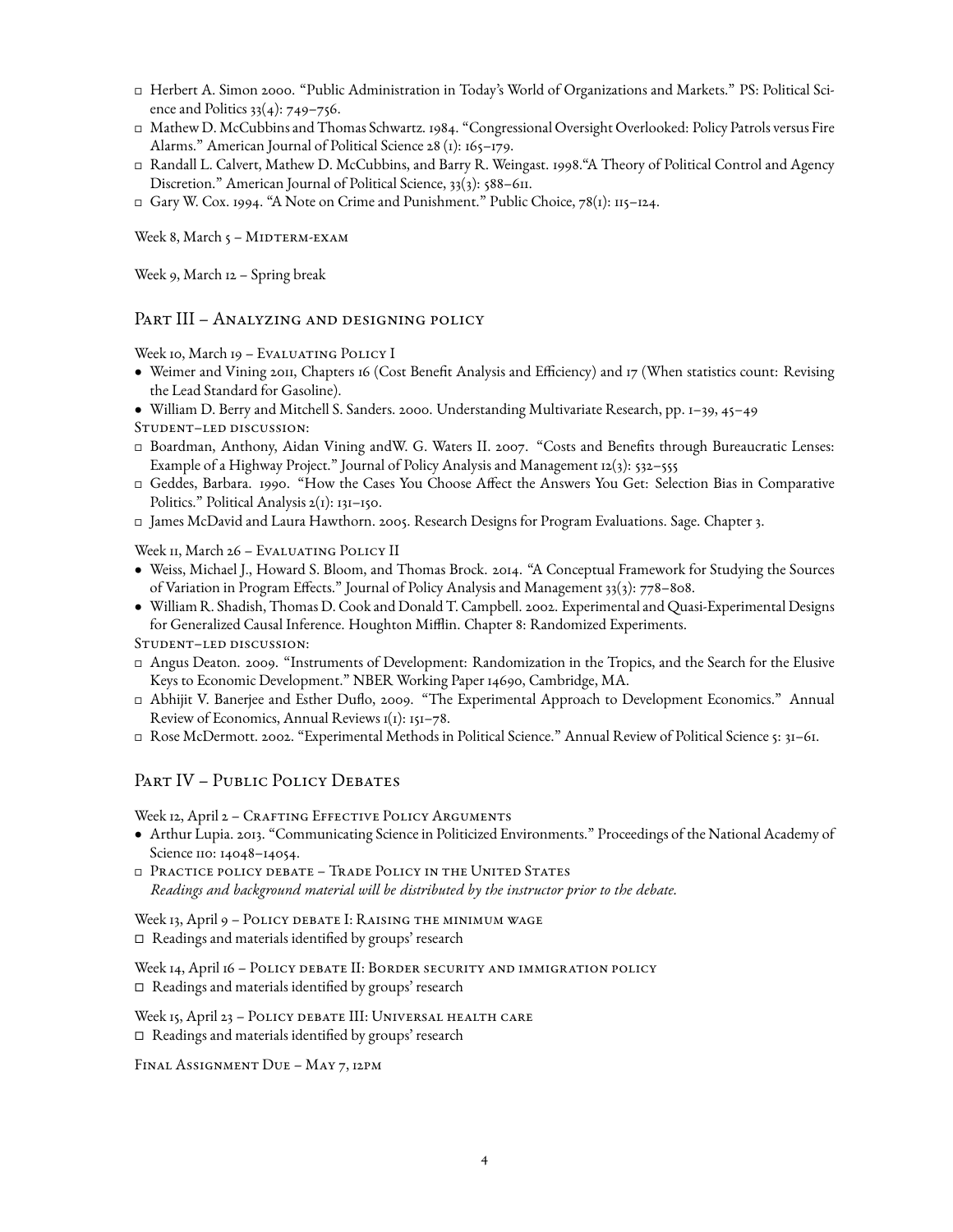- ☐ Herbert A. Simon 2000. "Public Administration in Today's World of Organizations and Markets." PS: Political Science and Politics 33(4): 749–756.
- ☐ Mathew D. McCubbins and Thomas Schwartz. 1984. "Congressional Oversight Overlooked: Policy Patrols versus Fire Alarms." American Journal of Political Science 28 (1): 165–179.
- ☐ Randall L. Calvert, Mathew D. McCubbins, and Barry R. Weingast. 1998."A Theory of Political Control and Agency Discretion." American Journal of Political Science, 33(3): 588–611.
- ☐ Gary W. Cox. 1994. "A Note on Crime and Punishment." Public Choice, 78(1): 115–124.

Week 8, March 5 – Midterm-exam

Week 9, March 12 – Spring break

## Part III – Analyzing and designing policy

Week 10, March 19 – Evaluating Policy I

- Weimer and Vining 2011, Chapters 16 (Cost Benefit Analysis and Efficiency) and 17 (When statistics count: Revising the Lead Standard for Gasoline).
- William D. Berry and Mitchell S. Sanders. 2000. Understanding Multivariate Research, pp. 1–39, 45–49

Student–led discussion:

- ☐ Boardman, Anthony, Aidan Vining andW. G. Waters II. 2007. "Costs and Benefits through Bureaucratic Lenses: Example of a Highway Project." Journal of Policy Analysis and Management 12(3): 532–555
- ☐ Geddes, Barbara. 1990. "How the Cases You Choose Affect the Answers You Get: Selection Bias in Comparative Politics." Political Analysis 2(1): 131–150.
- ☐ James McDavid and Laura Hawthorn. 2005. Research Designs for Program Evaluations. Sage. Chapter 3.

Week 11, March 26 – Evaluating Policy II

- Weiss, Michael J., Howard S. Bloom, and Thomas Brock. 2014. "A Conceptual Framework for Studying the Sources of Variation in Program Effects." Journal of Policy Analysis and Management 33(3): 778–808.
- William R. Shadish, Thomas D. Cook and Donald T. Campbell. 2002. Experimental and Quasi-Experimental Designs for Generalized Causal Inference. Houghton Mifflin. Chapter 8: Randomized Experiments.

Student–led discussion:

- ☐ Angus Deaton. 2009. "Instruments of Development: Randomization in the Tropics, and the Search for the Elusive Keys to Economic Development." NBER Working Paper 14690, Cambridge, MA.
- ☐ Abhijit V. Banerjee and Esther Duflo, 2009. "The Experimental Approach to Development Economics." Annual Review of Economics, Annual Reviews 1(1): 151–78.
- ☐ Rose McDermott. 2002. "Experimental Methods in Political Science." Annual Review of Political Science 5: 31–61.

## Part IV – Public Policy Debates

Week 12, April 2 – Crafting Effective Policy Arguments

- Arthur Lupia. 2013. "Communicating Science in Politicized Environments." Proceedings of the National Academy of Science 110: 14048–14054.
- ☐ Practice policy debate – Trade Policy in the United States
  *Readings and background material will be distributed by the instructor prior to the debate.*

Week 13, April 9 – Policy debate I: Raising the minimum wage

- ☐ Readings and materials identified by groups' research

Week 14, April 16 – Policy debate II: Border security and immigration policy

- ☐ Readings and materials identified by groups' research

Week 15, April 23 – Policy debate III: Universal health care

- ☐ Readings and materials identified by groups' research

Final Assignment Due – May 7, 12pm